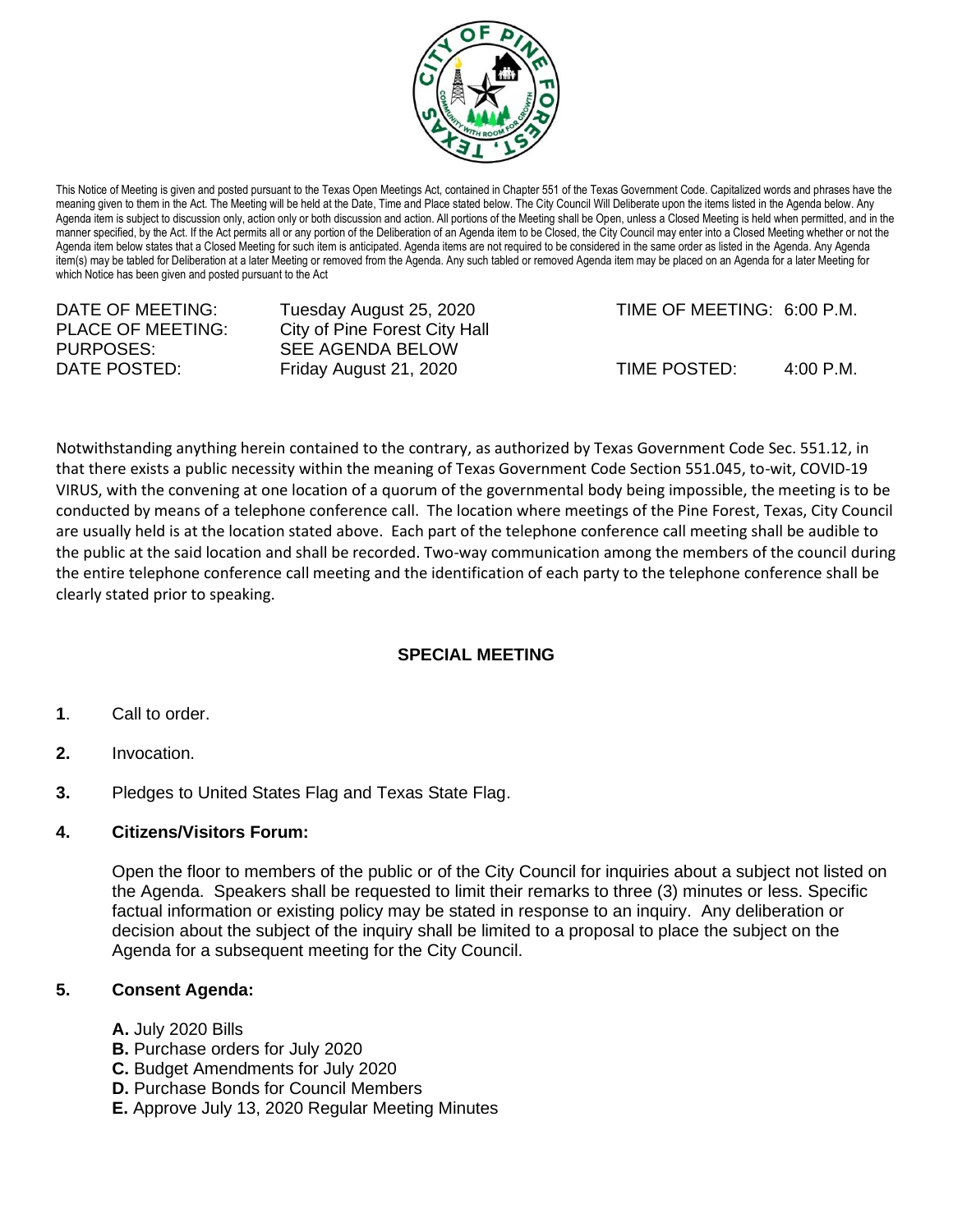This Notice of Meeting is given and posted pursuant to the Texas Open Meetings Act, contained in Chapter 551 of the Texas Government Code. Capitalized words and phrases have the meaning given to them in the Act. The Meeting will be held at the Date, Time and Place stated below. The City Council Will Deliberate upon the items listed in the Agenda below. Any Agenda item is subject to discussion only, action only or both discussion and action. All portions of the Meeting shall be Open, unless a Closed Meeting is held when permitted, and in the manner specified, by the Act. If the Act permits all or any portion of the Deliberation of an Agenda item to be Closed, the City Council may enter into a Closed Meeting whether or not the Agenda item below states that a Closed Meeting for such item is anticipated. Agenda items are not required to be considered in the same order as listed in the Agenda. Any Agenda item(s) may be tabled for Deliberation at a later Meeting or removed from the Agenda. Any such tabled or removed Agenda item may be placed on an Agenda for a later Meeting for which Notice has been given and posted pursuant to the Act

| | | | |
|---|---|---|---|
| DATE OF MEETING: | Tuesday August 25, 2020 | TIME OF MEETING: | 6:00 P.M. |
| PLACE OF MEETING: | City of Pine Forest City Hall | | |
| PURPOSES: | SEE AGENDA BELOW | | |
| DATE POSTED: | Friday August 21, 2020 | TIME POSTED: | 4:00 P.M. |

Notwithstanding anything herein contained to the contrary, as authorized by Texas Government Code Sec. 551.12, in that there exists a public necessity within the meaning of Texas Government Code Section 551.045, to-wit, COVID-19 VIRUS, with the convening at one location of a quorum of the governmental body being impossible, the meeting is to be conducted by means of a telephone conference call. The location where meetings of the Pine Forest, Texas, City Council are usually held is at the location stated above. Each part of the telephone conference call meeting shall be audible to the public at the said location and shall be recorded. Two-way communication among the members of the council during the entire telephone conference call meeting and the identification of each party to the telephone conference shall be clearly stated prior to speaking.

## SPECIAL MEETING

**1**. Call to order.

**2.** Invocation.

**3.** Pledges to United States Flag and Texas State Flag.

**4. Citizens/Visitors Forum:**

Open the floor to members of the public or of the City Council for inquiries about a subject not listed on the Agenda. Speakers shall be requested to limit their remarks to three (3) minutes or less. Specific factual information or existing policy may be stated in response to an inquiry. Any deliberation or decision about the subject of the inquiry shall be limited to a proposal to place the subject on the Agenda for a subsequent meeting for the City Council.

**5. Consent Agenda:**

**A.** July 2020 Bills
**B.** Purchase orders for July 2020
**C.** Budget Amendments for July 2020
**D.** Purchase Bonds for Council Members
**E.** Approve July 13, 2020 Regular Meeting Minutes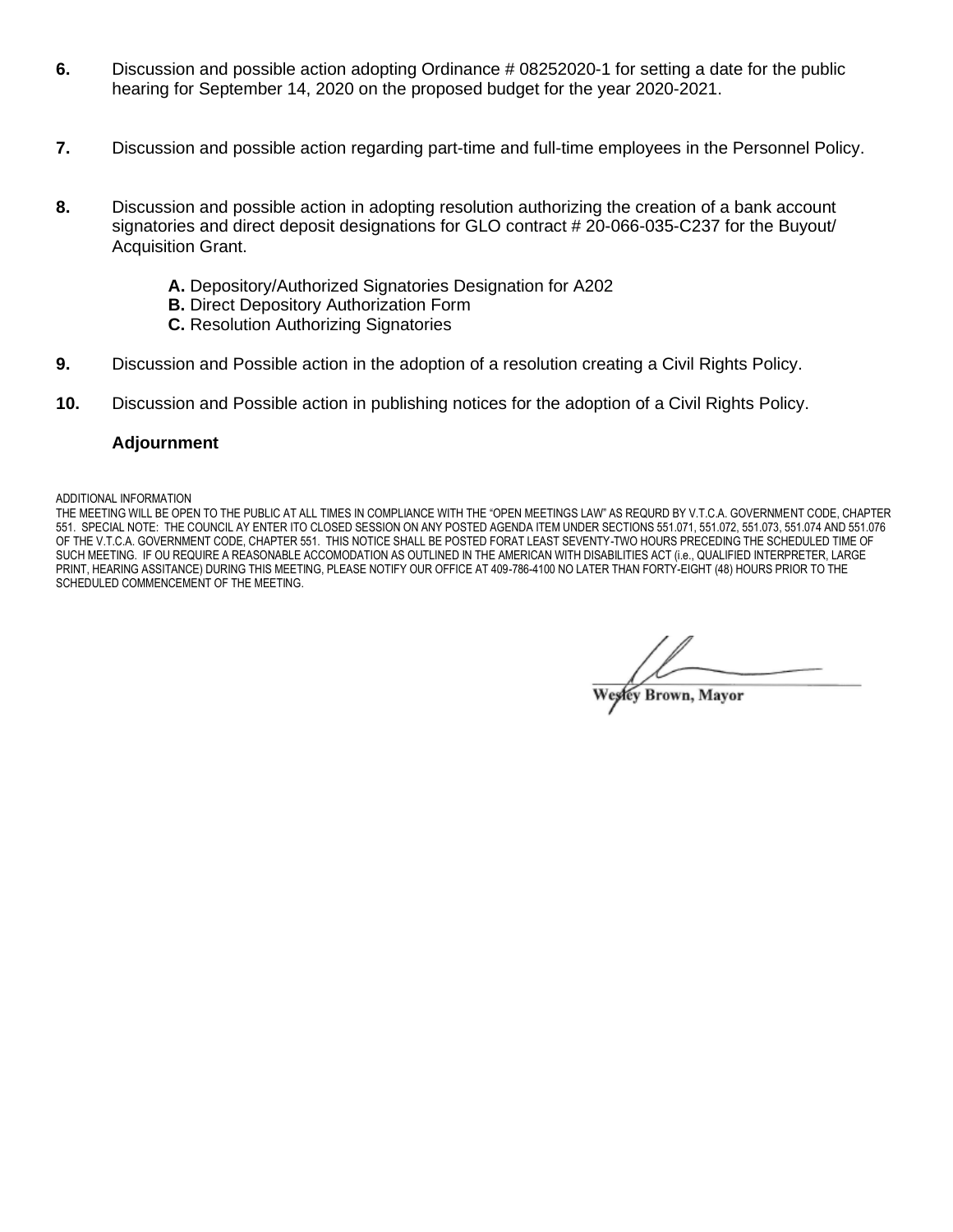**6.** Discussion and possible action adopting Ordinance # 08252020-1 for setting a date for the public hearing for September 14, 2020 on the proposed budget for the year 2020-2021.

**7.** Discussion and possible action regarding part-time and full-time employees in the Personnel Policy.

**8.** Discussion and possible action in adopting resolution authorizing the creation of a bank account signatories and direct deposit designations for GLO contract # 20-066-035-C237 for the Buyout/ Acquisition Grant.

- **A.** Depository/Authorized Signatories Designation for A202
- **B.** Direct Depository Authorization Form
- **C.** Resolution Authorizing Signatories

**9.** Discussion and Possible action in the adoption of a resolution creating a Civil Rights Policy.

**10.** Discussion and Possible action in publishing notices for the adoption of a Civil Rights Policy.

**Adjournment**

ADDITIONAL INFORMATION

THE MEETING WILL BE OPEN TO THE PUBLIC AT ALL TIMES IN COMPLIANCE WITH THE "OPEN MEETINGS LAW" AS REQURD BY V.T.C.A. GOVERNMENT CODE, CHAPTER 551. SPECIAL NOTE: THE COUNCIL AY ENTER ITO CLOSED SESSION ON ANY POSTED AGENDA ITEM UNDER SECTIONS 551.071, 551.072, 551.073, 551.074 AND 551.076 OF THE V.T.C.A. GOVERNMENT CODE, CHAPTER 551. THIS NOTICE SHALL BE POSTED FORAT LEAST SEVENTY-TWO HOURS PRECEDING THE SCHEDULED TIME OF SUCH MEETING. IF OU REQUIRE A REASONABLE ACCOMODATION AS OUTLINED IN THE AMERICAN WITH DISABILITIES ACT (i.e., QUALIFIED INTERPRETER, LARGE PRINT, HEARING ASSITANCE) DURING THIS MEETING, PLEASE NOTIFY OUR OFFICE AT 409-786-4100 NO LATER THAN FORTY-EIGHT (48) HOURS PRIOR TO THE SCHEDULED COMMENCEMENT OF THE MEETING.

Wesley Brown, Mayor